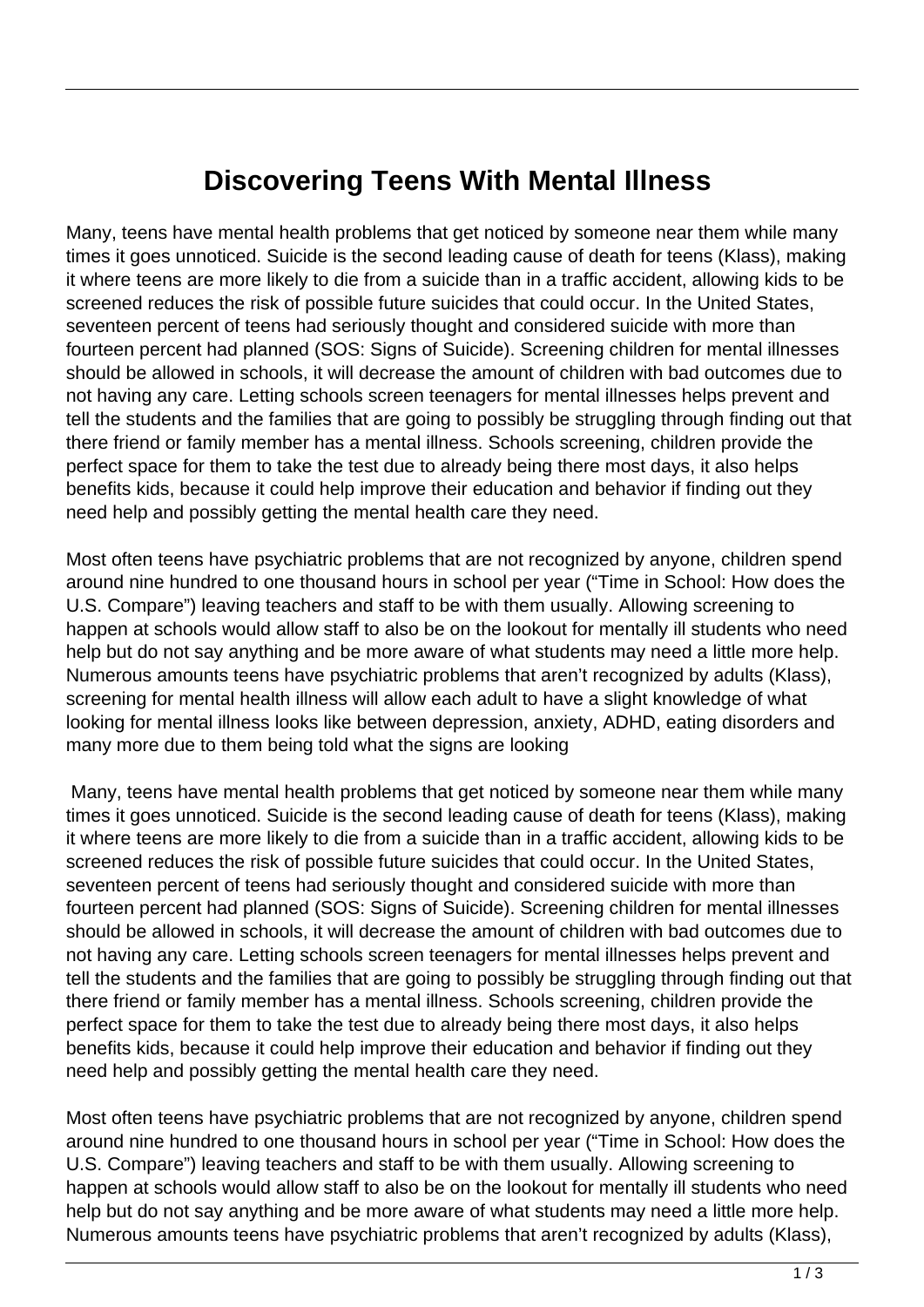# Discovering Teens With Mental Illness

Many, teens have mental health problems that get noticed by someone near them while many times it goes unnoticed. Suicide is the second leading cause of death for teens (Klass), making it where teens are more likely to die from a suicide than in a traffic accident, allowing kids to be screened reduces the risk of possible future suicides that could occur. In the United States, seventeen percent of teens had seriously thought and considered suicide with more than fourteen percent had planned (SOS: Signs of Suicide). Screening children for mental illnesses should be allowed in schools, it will decrease the amount of children with bad outcomes due to not having any care. Letting schools screen teenagers for mental illnesses helps prevent and tell the students and the families that are going to possibly be struggling through finding out that there friend or family member has a mental illness. Schools screening, children provide the perfect space for them to take the test due to already being there most days, it also helps benefits kids, because it could help improve their education and behavior if finding out they need help and possibly getting the mental health care they need.

Most often teens have psychiatric problems that are not recognized by anyone, children spend around nine hundred to one thousand hours in school per year ("Time in School: How does the U.S. Compare") leaving teachers and staff to be with them usually. Allowing screening to happen at schools would allow staff to also be on the lookout for mentally ill students who need help but do not say anything and be more aware of what students may need a little more help. Numerous amounts teens have psychiatric problems that aren't recognized by adults (Klass), screening for mental health illness will allow each adult to have a slight knowledge of what looking for mental illness looks like between depression, anxiety, ADHD, eating disorders and many more due to them being told what the signs are looking

Many, teens have mental health problems that get noticed by someone near them while many times it goes unnoticed. Suicide is the second leading cause of death for teens (Klass), making it where teens are more likely to die from a suicide than in a traffic accident, allowing kids to be screened reduces the risk of possible future suicides that could occur. In the United States, seventeen percent of teens had seriously thought and considered suicide with more than fourteen percent had planned (SOS: Signs of Suicide). Screening children for mental illnesses should be allowed in schools, it will decrease the amount of children with bad outcomes due to not having any care. Letting schools screen teenagers for mental illnesses helps prevent and tell the students and the families that are going to possibly be struggling through finding out that there friend or family member has a mental illness. Schools screening, children provide the perfect space for them to take the test due to already being there most days, it also helps benefits kids, because it could help improve their education and behavior if finding out they need help and possibly getting the mental health care they need.

Most often teens have psychiatric problems that are not recognized by anyone, children spend around nine hundred to one thousand hours in school per year ("Time in School: How does the U.S. Compare") leaving teachers and staff to be with them usually. Allowing screening to happen at schools would allow staff to also be on the lookout for mentally ill students who need help but do not say anything and be more aware of what students may need a little more help. Numerous amounts teens have psychiatric problems that aren't recognized by adults (Klass),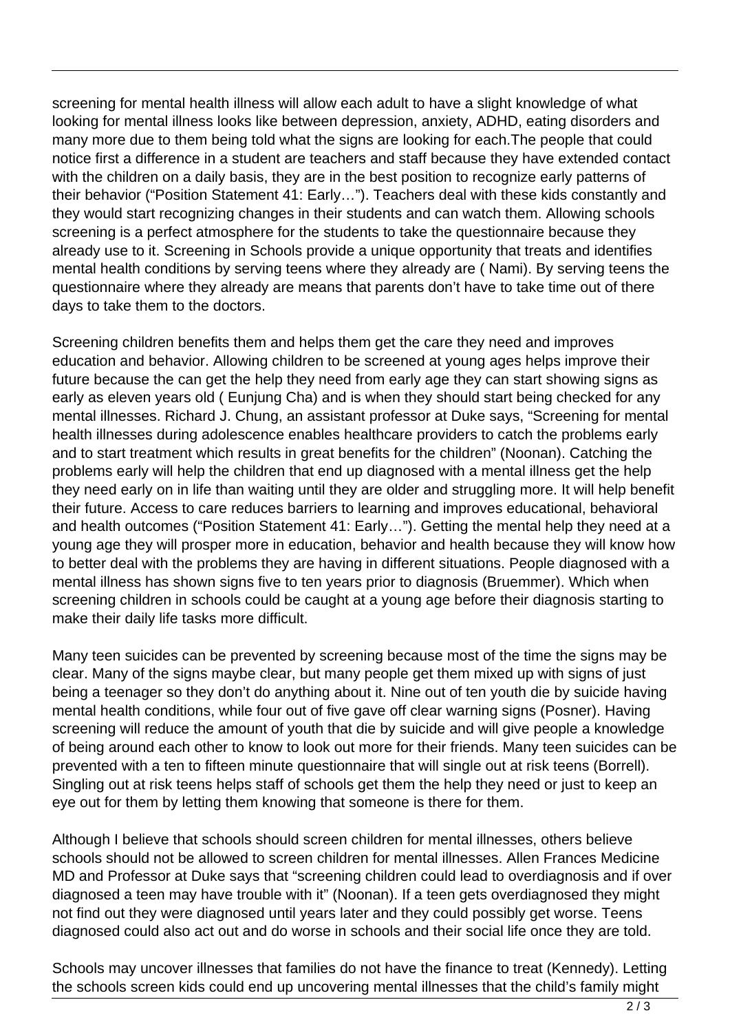screening for mental health illness will allow each adult to have a slight knowledge of what looking for mental illness looks like between depression, anxiety, ADHD, eating disorders and many more due to them being told what the signs are looking for each.The people that could notice first a difference in a student are teachers and staff because they have extended contact with the children on a daily basis, they are in the best position to recognize early patterns of their behavior ("Position Statement 41: Early…"). Teachers deal with these kids constantly and they would start recognizing changes in their students and can watch them. Allowing schools screening is a perfect atmosphere for the students to take the questionnaire because they already use to it. Screening in Schools provide a unique opportunity that treats and identifies mental health conditions by serving teens where they already are ( Nami). By serving teens the questionnaire where they already are means that parents don't have to take time out of there days to take them to the doctors.

Screening children benefits them and helps them get the care they need and improves education and behavior. Allowing children to be screened at young ages helps improve their future because the can get the help they need from early age they can start showing signs as early as eleven years old ( Eunjung Cha) and is when they should start being checked for any mental illnesses. Richard J. Chung, an assistant professor at Duke says, "Screening for mental health illnesses during adolescence enables healthcare providers to catch the problems early and to start treatment which results in great benefits for the children" (Noonan). Catching the problems early will help the children that end up diagnosed with a mental illness get the help they need early on in life than waiting until they are older and struggling more. It will help benefit their future. Access to care reduces barriers to learning and improves educational, behavioral and health outcomes ("Position Statement 41: Early…"). Getting the mental help they need at a young age they will prosper more in education, behavior and health because they will know how to better deal with the problems they are having in different situations. People diagnosed with a mental illness has shown signs five to ten years prior to diagnosis (Bruemmer). Which when screening children in schools could be caught at a young age before their diagnosis starting to make their daily life tasks more difficult.

Many teen suicides can be prevented by screening because most of the time the signs may be clear. Many of the signs maybe clear, but many people get them mixed up with signs of just being a teenager so they don't do anything about it. Nine out of ten youth die by suicide having mental health conditions, while four out of five gave off clear warning signs (Posner). Having screening will reduce the amount of youth that die by suicide and will give people a knowledge of being around each other to know to look out more for their friends. Many teen suicides can be prevented with a ten to fifteen minute questionnaire that will single out at risk teens (Borrell). Singling out at risk teens helps staff of schools get them the help they need or just to keep an eye out for them by letting them knowing that someone is there for them.

Although I believe that schools should screen children for mental illnesses, others believe schools should not be allowed to screen children for mental illnesses. Allen Frances Medicine MD and Professor at Duke says that "screening children could lead to overdiagnosis and if over diagnosed a teen may have trouble with it" (Noonan). If a teen gets overdiagnosed they might not find out they were diagnosed until years later and they could possibly get worse. Teens diagnosed could also act out and do worse in schools and their social life once they are told.

Schools may uncover illnesses that families do not have the finance to treat (Kennedy). Letting the schools screen kids could end up uncovering mental illnesses that the child's family might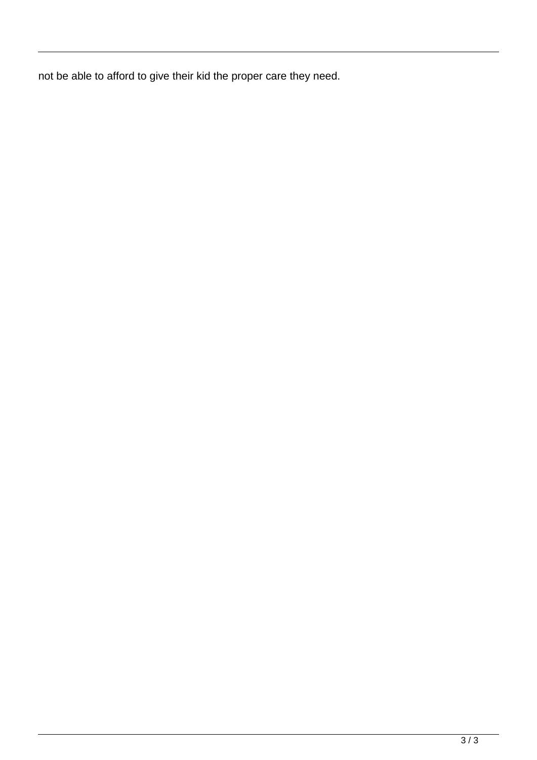not be able to afford to give their kid the proper care they need.